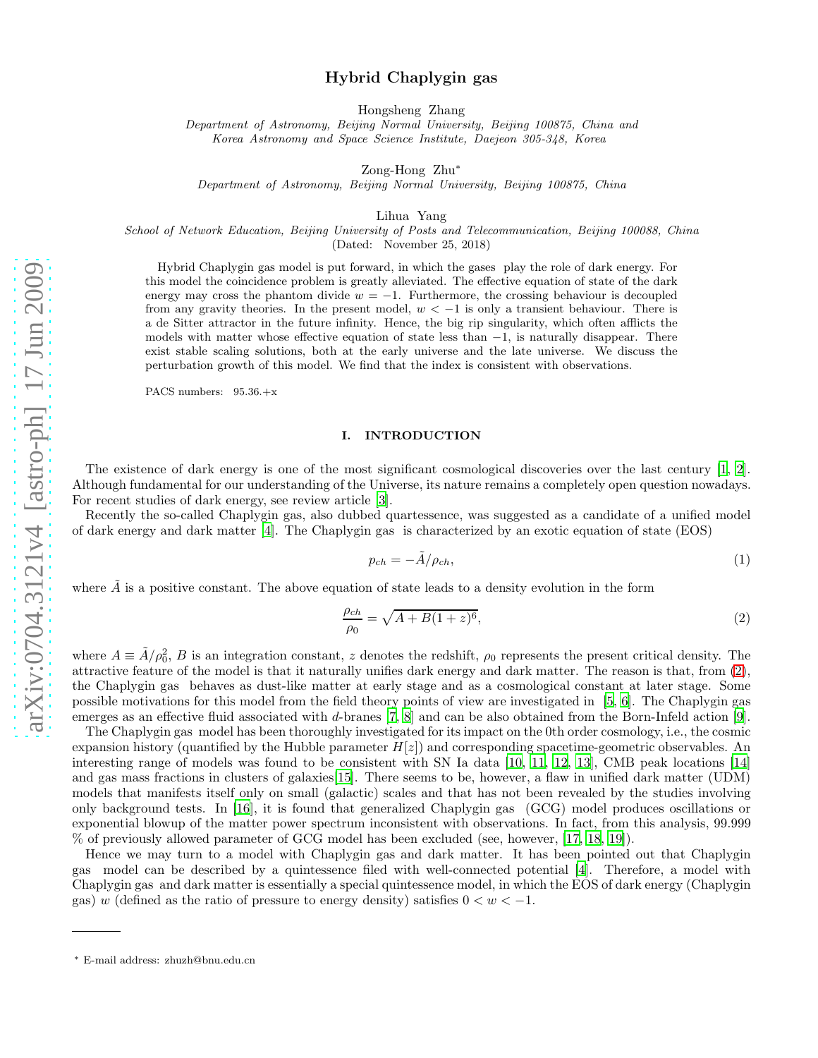# Hybrid Chaplygin gas

Hongsheng Zhang

*Department of Astronomy, Beijing Normal University, Beijing 100875, China and Korea Astronomy and Space Science Institute, Daejeon 305-348, Korea*

Zong-Hong Zhu*

*Department of Astronomy, Beijing Normal University, Beijing 100875, China*

Lihua Yang

*School of Network Education, Beijing University of Posts and Telecommunication, Beijing 100088, China*

(Dated: November 25, 2018)

Hybrid Chaplygin gas model is put forward, in which the gases play the role of dark energy. For this model the coincidence problem is greatly alleviated. The effective equation of state of the dark energy may cross the phantom divide $w = -1$. Furthermore, the crossing behaviour is decoupled from any gravity theories. In the present model, $w < -1$ is only a transient behaviour. There is a de Sitter attractor in the future infinity. Hence, the big rip singularity, which often afflicts the models with matter whose effective equation of state less than $-1$, is naturally disappear. There exist stable scaling solutions, both at the early universe and the late universe. We discuss the perturbation growth of this model. We find that the index is consistent with observations.

PACS numbers: 95.36.+x

## I. INTRODUCTION

The existence of dark energy is one of the most significant cosmological discoveries over the last century [1, 2]. Although fundamental for our understanding of the Universe, its nature remains a completely open question nowadays. For recent studies of dark energy, see review article [3].

Recently the so-called Chaplygin gas, also dubbed quartessence, was suggested as a candidate of a unified model of dark energy and dark matter [4]. The Chaplygin gas is characterized by an exotic equation of state (EOS)

$$p_{ch} = -\tilde{A}/\rho_{ch}, \tag{1}$$

where $\tilde{A}$ is a positive constant. The above equation of state leads to a density evolution in the form

$$\frac{\rho_{ch}}{\rho_0} = \sqrt{A + B(1+z)^6}, \tag{2}$$

where $A \equiv \tilde{A}/\rho_0^2$, $B$ is an integration constant, $z$ denotes the redshift, $\rho_0$ represents the present critical density. The attractive feature of the model is that it naturally unifies dark energy and dark matter. The reason is that, from (2), the Chaplygin gas behaves as dust-like matter at early stage and as a cosmological constant at later stage. Some possible motivations for this model from the field theory points of view are investigated in [5, 6]. The Chaplygin gas emerges as an effective fluid associated with $d$-branes [7, 8] and can be also obtained from the Born-Infeld action [9].

The Chaplygin gas model has been thoroughly investigated for its impact on the 0th order cosmology, i.e., the cosmic expansion history (quantified by the Hubble parameter $H[z]$) and corresponding spacetime-geometric observables. An interesting range of models was found to be consistent with SN Ia data [10, 11, 12, 13], CMB peak locations [14] and gas mass fractions in clusters of galaxies[15]. There seems to be, however, a flaw in unified dark matter (UDM) models that manifests itself only on small (galactic) scales and that has not been revealed by the studies involving only background tests. In [16], it is found that generalized Chaplygin gas (GCG) model produces oscillations or exponential blowup of the matter power spectrum inconsistent with observations. In fact, from this analysis, 99.999 % of previously allowed parameter of GCG model has been excluded (see, however, [17, 18, 19]).

Hence we may turn to a model with Chaplygin gas and dark matter. It has been pointed out that Chaplygin gas model can be described by a quintessence filed with well-connected potential [4]. Therefore, a model with Chaplygin gas and dark matter is essentially a special quintessence model, in which the EOS of dark energy (Chaplygin gas) $w$ (defined as the ratio of pressure to energy density) satisfies $0 < w < -1$.

* E-mail address: zhuzh@bnu.edu.cn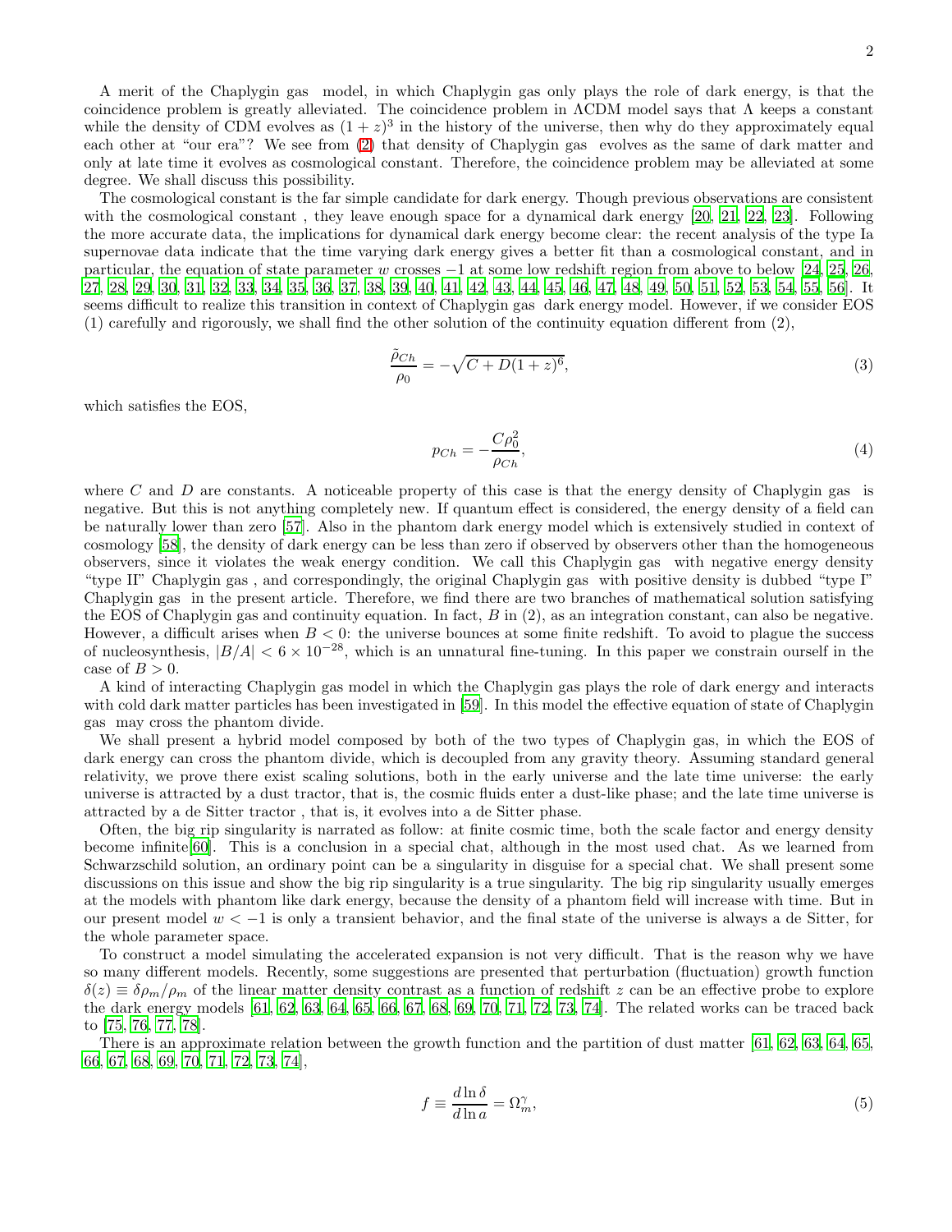A merit of the Chaplygin gas model, in which Chaplygin gas only plays the role of dark energy, is that the coincidence problem is greatly alleviated. The coincidence problem in ΛCDM model says that Λ keeps a constant while the density of CDM evolves as $(1+z)^3$ in the history of the universe, then why do they approximately equal each other at "our era"? We see from (2) that density of Chaplygin gas evolves as the same of dark matter and only at late time it evolves as cosmological constant. Therefore, the coincidence problem may be alleviated at some degree. We shall discuss this possibility.

The cosmological constant is the far simple candidate for dark energy. Though previous observations are consistent with the cosmological constant , they leave enough space for a dynamical dark energy [20, 21, 22, 23]. Following the more accurate data, the implications for dynamical dark energy become clear: the recent analysis of the type Ia supernovae data indicate that the time varying dark energy gives a better fit than a cosmological constant, and in particular, the equation of state parameter $w$ crosses $-1$ at some low redshift region from above to below [24, 25, 26, 27, 28, 29, 30, 31, 32, 33, 34, 35, 36, 37, 38, 39, 40, 41, 42, 43, 44, 45, 46, 47, 48, 49, 50, 51, 52, 53, 54, 55, 56]. It seems difficult to realize this transition in context of Chaplygin gas dark energy model. However, if we consider EOS (1) carefully and rigorously, we shall find the other solution of the continuity equation different from (2),

$$\frac{\tilde{\rho}_{Ch}}{\rho_0} = -\sqrt{C + D(1+z)^6}, \tag{3}$$

which satisfies the EOS,

$$p_{Ch} = -\frac{C\rho_0^2}{\rho_{Ch}}, \tag{4}$$

where $C$ and $D$ are constants. A noticeable property of this case is that the energy density of Chaplygin gas is negative. But this is not anything completely new. If quantum effect is considered, the energy density of a field can be naturally lower than zero [57]. Also in the phantom dark energy model which is extensively studied in context of cosmology [58], the density of dark energy can be less than zero if observed by observers other than the homogeneous observers, since it violates the weak energy condition. We call this Chaplygin gas with negative energy density "type II" Chaplygin gas , and correspondingly, the original Chaplygin gas with positive density is dubbed "type I" Chaplygin gas in the present article. Therefore, we find there are two branches of mathematical solution satisfying the EOS of Chaplygin gas and continuity equation. In fact, $B$ in (2), as an integration constant, can also be negative. However, a difficult arises when $B < 0$: the universe bounces at some finite redshift. To avoid to plague the success of nucleosynthesis, $|B/A| < 6 \times 10^{-28}$, which is an unnatural fine-tuning. In this paper we constrain ourself in the case of $B > 0$.

A kind of interacting Chaplygin gas model in which the Chaplygin gas plays the role of dark energy and interacts with cold dark matter particles has been investigated in [59]. In this model the effective equation of state of Chaplygin gas may cross the phantom divide.

We shall present a hybrid model composed by both of the two types of Chaplygin gas, in which the EOS of dark energy can cross the phantom divide, which is decoupled from any gravity theory. Assuming standard general relativity, we prove there exist scaling solutions, both in the early universe and the late time universe: the early universe is attracted by a dust tractor, that is, the cosmic fluids enter a dust-like phase; and the late time universe is attracted by a de Sitter tractor , that is, it evolves into a de Sitter phase.

Often, the big rip singularity is narrated as follow: at finite cosmic time, both the scale factor and energy density become infinite[60]. This is a conclusion in a special chat, although in the most used chat. As we learned from Schwarzschild solution, an ordinary point can be a singularity in disguise for a special chat. We shall present some discussions on this issue and show the big rip singularity is a true singularity. The big rip singularity usually emerges at the models with phantom like dark energy, because the density of a phantom field will increase with time. But in our present model $w < -1$ is only a transient behavior, and the final state of the universe is always a de Sitter, for the whole parameter space.

To construct a model simulating the accelerated expansion is not very difficult. That is the reason why we have so many different models. Recently, some suggestions are presented that perturbation (fluctuation) growth function $\delta(z) \equiv \delta\rho_m/\rho_m$ of the linear matter density contrast as a function of redshift $z$ can be an effective probe to explore the dark energy models [61, 62, 63, 64, 65, 66, 67, 68, 69, 70, 71, 72, 73, 74]. The related works can be traced back to [75, 76, 77, 78].

There is an approximate relation between the growth function and the partition of dust matter [61, 62, 63, 64, 65, 66, 67, 68, 69, 70, 71, 72, 73, 74],

$$f \equiv \frac{d\ln\delta}{d\ln a} = \Omega_m^{\gamma}, \tag{5}$$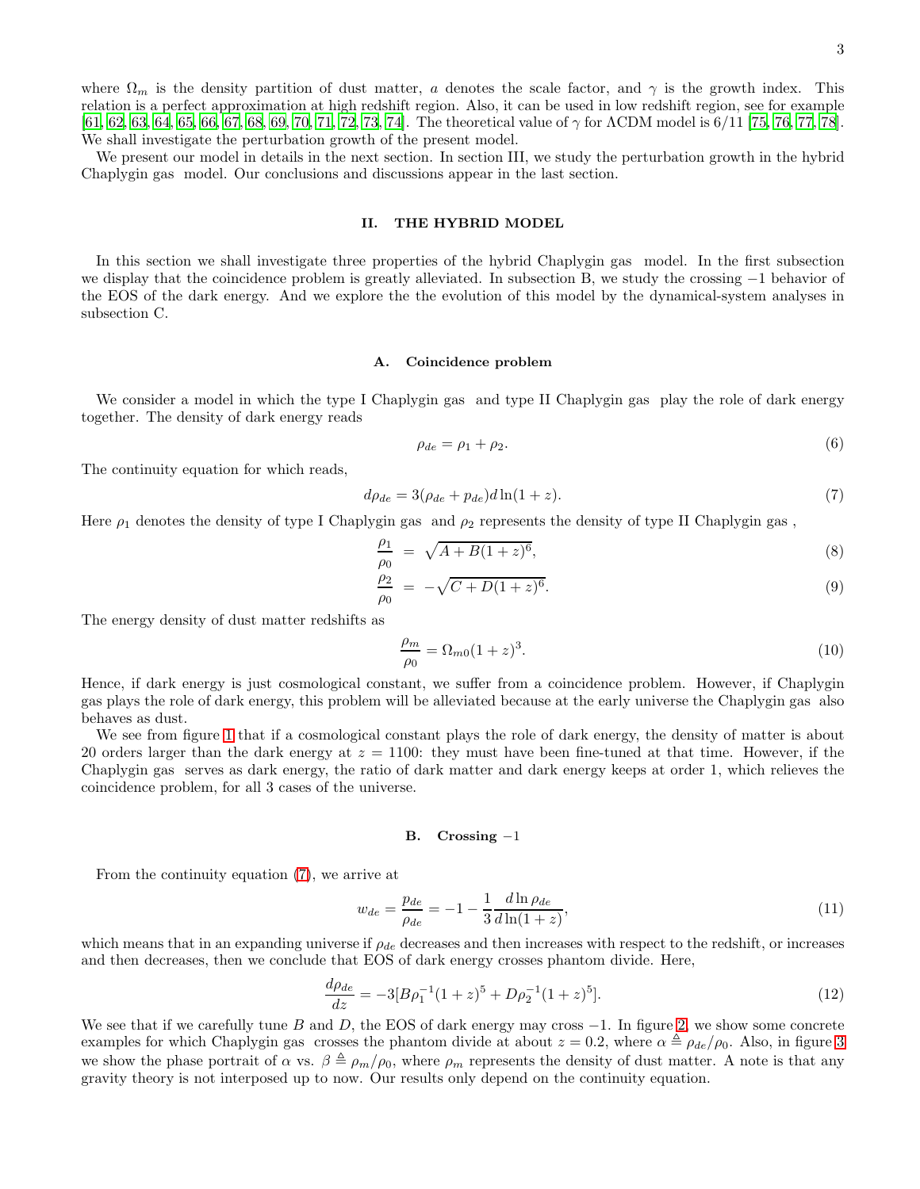where $\Omega_m$ is the density partition of dust matter, $a$ denotes the scale factor, and $\gamma$ is the growth index. This relation is a perfect approximation at high redshift region. Also, it can be used in low redshift region, see for example [61, 62, 63, 64, 65, 66, 67, 68, 69, 70, 71, 72, 73, 74]. The theoretical value of $\gamma$ for ΛCDM model is 6/11 [75, 76, 77, 78]. We shall investigate the perturbation growth of the present model.

We present our model in details in the next section. In section III, we study the perturbation growth in the hybrid Chaplygin gas model. Our conclusions and discussions appear in the last section.

## II. THE HYBRID MODEL

In this section we shall investigate three properties of the hybrid Chaplygin gas model. In the first subsection we display that the coincidence problem is greatly alleviated. In subsection B, we study the crossing $-1$ behavior of the EOS of the dark energy. And we explore the the evolution of this model by the dynamical-system analyses in subsection C.

### A. Coincidence problem

We consider a model in which the type I Chaplygin gas and type II Chaplygin gas play the role of dark energy together. The density of dark energy reads

$$\rho_{de} = \rho_1 + \rho_2. \tag{6}$$

The continuity equation for which reads,

$$d\rho_{de} = 3(\rho_{de} + p_{de})d\ln(1+z). \tag{7}$$

Here $\rho_1$ denotes the density of type I Chaplygin gas and $\rho_2$ represents the density of type II Chaplygin gas ,

$$\frac{\rho_1}{\rho_0} = \sqrt{A + B(1+z)^6}, \tag{8}$$

$$\frac{\rho_2}{\rho_0} = -\sqrt{C + D(1+z)^6}. \tag{9}$$

The energy density of dust matter redshifts as

$$\frac{\rho_m}{\rho_0} = \Omega_{m0}(1+z)^3. \tag{10}$$

Hence, if dark energy is just cosmological constant, we suffer from a coincidence problem. However, if Chaplygin gas plays the role of dark energy, this problem will be alleviated because at the early universe the Chaplygin gas also behaves as dust.

We see from figure 1 that if a cosmological constant plays the role of dark energy, the density of matter is about 20 orders larger than the dark energy at $z = 1100$: they must have been fine-tuned at that time. However, if the Chaplygin gas serves as dark energy, the ratio of dark matter and dark energy keeps at order 1, which relieves the coincidence problem, for all 3 cases of the universe.

### B. Crossing $-1$

From the continuity equation (7), we arrive at

$$w_{de} = \frac{p_{de}}{\rho_{de}} = -1 - \frac{1}{3}\frac{d\ln\rho_{de}}{d\ln(1+z)}, \tag{11}$$

which means that in an expanding universe if $\rho_{de}$ decreases and then increases with respect to the redshift, or increases and then decreases, then we conclude that EOS of dark energy crosses phantom divide. Here,

$$\frac{d\rho_{de}}{dz} = -3[B\rho_1^{-1}(1+z)^5 + D\rho_2^{-1}(1+z)^5]. \tag{12}$$

We see that if we carefully tune $B$ and $D$, the EOS of dark energy may cross $-1$. In figure 2, we show some concrete examples for which Chaplygin gas crosses the phantom divide at about $z = 0.2$, where $\alpha \triangleq \rho_{de}/\rho_0$. Also, in figure 3 we show the phase portrait of $\alpha$ vs. $\beta \triangleq \rho_m/\rho_0$, where $\rho_m$ represents the density of dust matter. A note is that any gravity theory is not interposed up to now. Our results only depend on the continuity equation.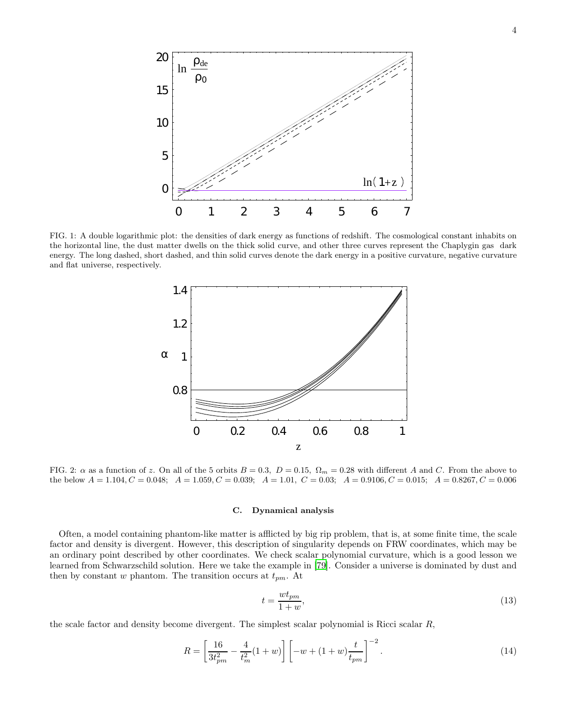20
15
10
5
0
$\ln \frac{\rho_{de}}{\rho_0}$
$\ln(1+z)$
0 1 2 3 4 5 6 7

FIG. 1: A double logarithmic plot: the densities of dark energy as functions of redshift. The cosmological constant inhabits on the horizontal line, the dust matter dwells on the thick solid curve, and other three curves represent the Chaplygin gas dark energy. The long dashed, short dashed, and thin solid curves denote the dark energy in a positive curvature, negative curvature and flat universe, respectively.

1.4
1.2
$\alpha$ 1
0.8
0 0.2 0.4 0.6 0.8 1
z

FIG. 2: $\alpha$ as a function of $z$. On all of the 5 orbits $B = 0.3,\ D = 0.15,\ \Omega_m = 0.28$ with different $A$ and $C$. From the above to the below $A = 1.104, C = 0.048$; $A = 1.059, C = 0.039$; $A = 1.01,\ C = 0.03$; $A = 0.9106, C = 0.015$; $A = 0.8267, C = 0.006$

### C. Dynamical analysis

Often, a model containing phantom-like matter is afflicted by big rip problem, that is, at some finite time, the scale factor and density is divergent. However, this description of singularity depends on FRW coordinates, which may be an ordinary point described by other coordinates. We check scalar polynomial curvature, which is a good lesson we learned from Schwarzschild solution. Here we take the example in [79]. Consider a universe is dominated by dust and then by constant $w$ phantom. The transition occurs at $t_{pm}$. At

$$t = \frac{w t_{pm}}{1+w}, \tag{13}$$

the scale factor and density become divergent. The simplest scalar polynomial is Ricci scalar $R$,

$$R = \left[\frac{16}{3t_{pm}^2} - \frac{4}{t_m^2}(1+w)\right]\left[-w + (1+w)\frac{t}{t_{pm}}\right]^{-2}. \tag{14}$$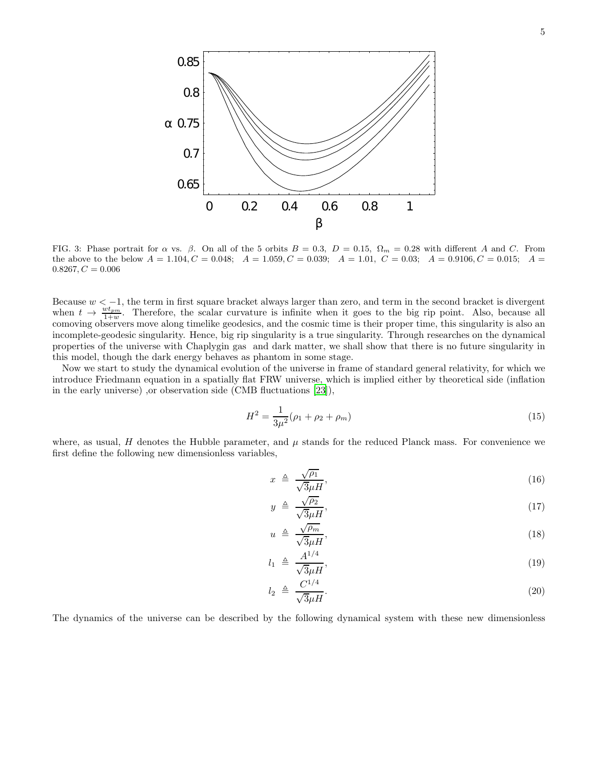0.85
0.8
α 0.75
0.7
0.65
0 0.2 0.4 0.6 0.8 1
β

FIG. 3: Phase portrait for $\alpha$ vs. $\beta$. On all of the 5 orbits $B = 0.3,\ D = 0.15,\ \Omega_m = 0.28$ with different $A$ and $C$. From the above to the below $A = 1.104, C = 0.048;\quad A = 1.059, C = 0.039;\quad A = 1.01,\ C = 0.03;\quad A = 0.9106, C = 0.015;\quad A = 0.8267, C = 0.006$

Because $w < -1$, the term in first square bracket always larger than zero, and term in the second bracket is divergent when $t \to \frac{wt_{pm}}{1+w}$. Therefore, the scalar curvature is infinite when it goes to the big rip point. Also, because all comoving observers move along timelike geodesics, and the cosmic time is their proper time, this singularity is also an incomplete-geodesic singularity. Hence, big rip singularity is a true singularity. Through researches on the dynamical properties of the universe with Chaplygin gas and dark matter, we shall show that there is no future singularity in this model, though the dark energy behaves as phantom in some stage.

Now we start to study the dynamical evolution of the universe in frame of standard general relativity, for which we introduce Friedmann equation in a spatially flat FRW universe, which is implied either by theoretical side (inflation in the early universe) ,or observation side (CMB fluctuations [23]),

$$H^2 = \frac{1}{3\mu^2}(\rho_1 + \rho_2 + \rho_m) \tag{15}$$

where, as usual, $H$ denotes the Hubble parameter, and $\mu$ stands for the reduced Planck mass. For convenience we first define the following new dimensionless variables,

$$x \triangleq \frac{\sqrt{\rho_1}}{\sqrt{3}\mu H}, \tag{16}$$

$$y \triangleq \frac{\sqrt{\rho_2}}{\sqrt{3}\mu H}, \tag{17}$$

$$u \triangleq \frac{\sqrt{\rho_m}}{\sqrt{3}\mu H}, \tag{18}$$

$$l_1 \triangleq \frac{A^{1/4}}{\sqrt{3}\mu H}, \tag{19}$$

$$l_2 \triangleq \frac{C^{1/4}}{\sqrt{3}\mu H}. \tag{20}$$

The dynamics of the universe can be described by the following dynamical system with these new dimensionless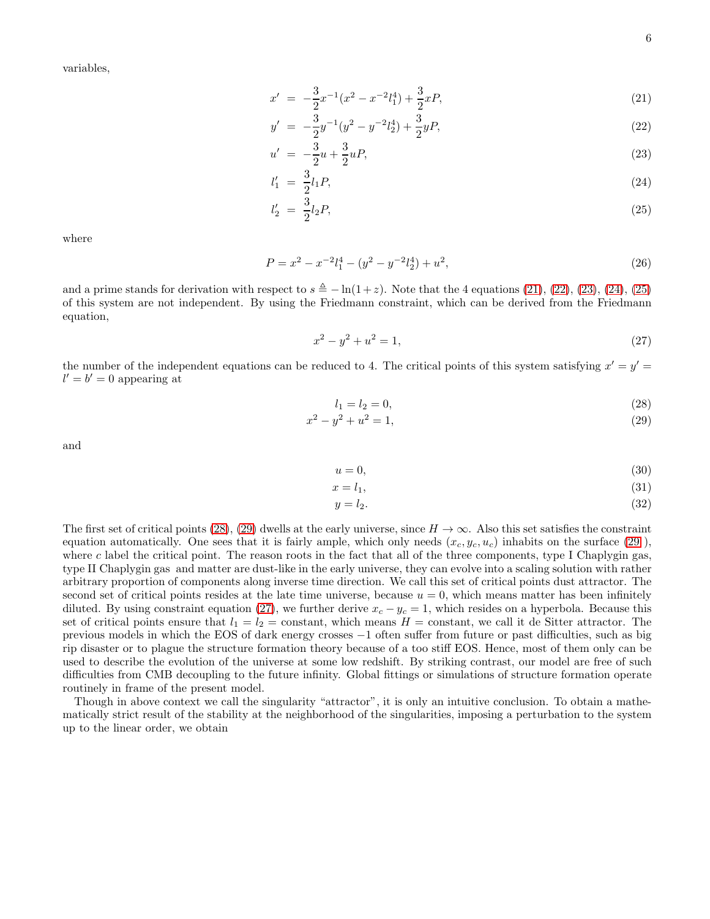variables,

$$x' = -\frac{3}{2}x^{-1}(x^2 - x^{-2}l_1^4) + \frac{3}{2}xP, \tag{21}$$

$$y' = -\frac{3}{2}y^{-1}(y^2 - y^{-2}l_2^4) + \frac{3}{2}yP, \tag{22}$$

$$u' = -\frac{3}{2}u + \frac{3}{2}uP, \tag{23}$$

$$l_1' = \frac{3}{2}l_1 P, \tag{24}$$

$$l_2' = \frac{3}{2}l_2 P, \tag{25}$$

where

$$P = x^2 - x^{-2}l_1^4 - (y^2 - y^{-2}l_2^4) + u^2, \tag{26}$$

and a prime stands for derivation with respect to $s \triangleq -\ln(1+z)$. Note that the 4 equations (21), (22), (23), (24), (25) of this system are not independent. By using the Friedmann constraint, which can be derived from the Friedmann equation,

$$x^2 - y^2 + u^2 = 1, \tag{27}$$

the number of the independent equations can be reduced to 4. The critical points of this system satisfying $x' = y' = l' = b' = 0$ appearing at

$$l_1 = l_2 = 0, \tag{28}$$

$$x^2 - y^2 + u^2 = 1, \tag{29}$$

and

$$u = 0, \tag{30}$$

$$x = l_1, \tag{31}$$

$$y = l_2. \tag{32}$$

The first set of critical points (28), (29) dwells at the early universe, since $H \to \infty$. Also this set satisfies the constraint equation automatically. One sees that it is fairly ample, which only needs $(x_c, y_c, u_c)$ inhabits on the surface (29 ), where $c$ label the critical point. The reason roots in the fact that all of the three components, type I Chaplygin gas, type II Chaplygin gas and matter are dust-like in the early universe, they can evolve into a scaling solution with rather arbitrary proportion of components along inverse time direction. We call this set of critical points dust attractor. The second set of critical points resides at the late time universe, because $u = 0$, which means matter has been infinitely diluted. By using constraint equation (27), we further derive $x_c - y_c = 1$, which resides on a hyperbola. Because this set of critical points ensure that $l_1 = l_2 =$ constant, which means $H =$ constant, we call it de Sitter attractor. The previous models in which the EOS of dark energy crosses $-1$ often suffer from future or past difficulties, such as big rip disaster or to plague the structure formation theory because of a too stiff EOS. Hence, most of them only can be used to describe the evolution of the universe at some low redshift. By striking contrast, our model are free of such difficulties from CMB decoupling to the future infinity. Global fittings or simulations of structure formation operate routinely in frame of the present model.

Though in above context we call the singularity "attractor", it is only an intuitive conclusion. To obtain a mathematically strict result of the stability at the neighborhood of the singularities, imposing a perturbation to the system up to the linear order, we obtain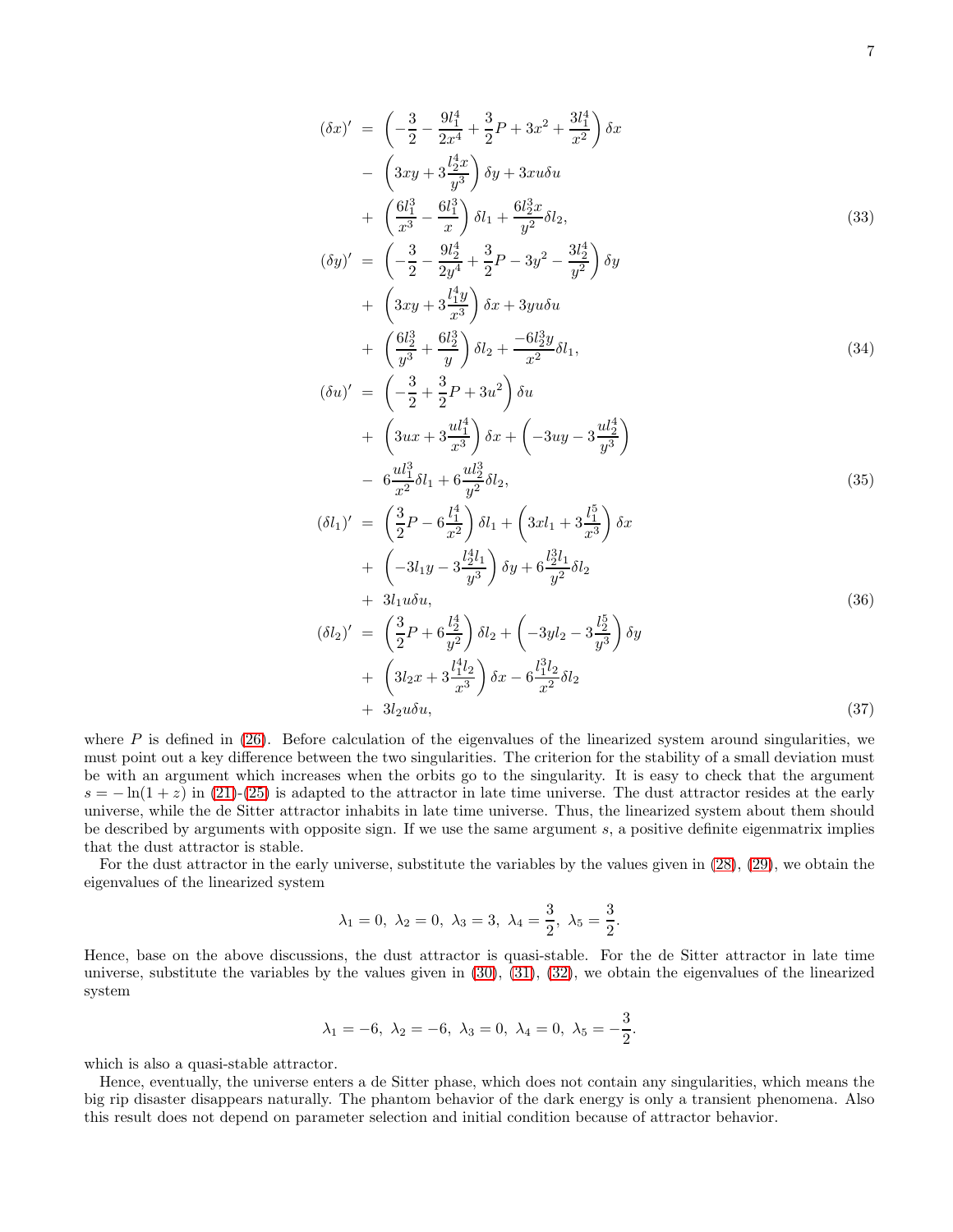$$
\begin{aligned}
(\delta x)' &= \left(-\frac{3}{2} - \frac{9l_1^4}{2x^4} + \frac{3}{2}P + 3x^2 + \frac{3l_1^4}{x^2}\right)\delta x \\
&- \left(3xy + 3\frac{l_2^4 x}{y^3}\right)\delta y + 3xu\delta u \\
&+ \left(\frac{6l_1^3}{x^3} - \frac{6l_1^3}{x}\right)\delta l_1 + \frac{6l_2^3 x}{y^2}\delta l_2,
\end{aligned} \tag{33}
$$

$$
\begin{aligned}
(\delta y)' &= \left(-\frac{3}{2} - \frac{9l_2^4}{2y^4} + \frac{3}{2}P - 3y^2 - \frac{3l_2^4}{y^2}\right)\delta y \\
&+ \left(3xy + 3\frac{l_1^4 y}{x^3}\right)\delta x + 3yu\delta u \\
&+ \left(\frac{6l_2^3}{y^3} + \frac{6l_2^3}{y}\right)\delta l_2 + \frac{-6l_1^3 y}{x^2}\delta l_1,
\end{aligned} \tag{34}
$$

$$
\begin{aligned}
(\delta u)' &= \left(-\frac{3}{2} + \frac{3}{2}P + 3u^2\right)\delta u \\
&+ \left(3ux + 3\frac{ul_1^4}{x^3}\right)\delta x + \left(-3uy - 3\frac{ul_2^4}{y^3}\right) \\
&- 6\frac{ul_1^3}{x^2}\delta l_1 + 6\frac{ul_2^3}{y^2}\delta l_2,
\end{aligned} \tag{35}
$$

$$
\begin{aligned}
(\delta l_1)' &= \left(\frac{3}{2}P - 6\frac{l_1^4}{x^2}\right)\delta l_1 + \left(3xl_1 + 3\frac{l_1^5}{x^3}\right)\delta x \\
&+ \left(-3l_1 y - 3\frac{l_2^4 l_1}{y^3}\right)\delta y + 6\frac{l_2^3 l_1}{y^2}\delta l_2 \\
&+ 3l_1 u\delta u,
\end{aligned} \tag{36}
$$

$$
\begin{aligned}
(\delta l_2)' &= \left(\frac{3}{2}P + 6\frac{l_2^4}{y^2}\right)\delta l_2 + \left(-3yl_2 - 3\frac{l_2^5}{y^3}\right)\delta y \\
&+ \left(3l_2 x + 3\frac{l_1^4 l_2}{x^3}\right)\delta x - 6\frac{l_1^3 l_2}{x^2}\delta l_2 \\
&+ 3l_2 u\delta u,
\end{aligned} \tag{37}
$$

where $P$ is defined in (26). Before calculation of the eigenvalues of the linearized system around singularities, we must point out a key difference between the two singularities. The criterion for the stability of a small deviation must be with an argument which increases when the orbits go to the singularity. It is easy to check that the argument $s = -\ln(1+z)$ in (21)-(25) is adapted to the attractor in late time universe. The dust attractor resides at the early universe, while the de Sitter attractor inhabits in late time universe. Thus, the linearized system about them should be described by arguments with opposite sign. If we use the same argument $s$, a positive definite eigenmatrix implies that the dust attractor is stable.

For the dust attractor in the early universe, substitute the variables by the values given in (28), (29), we obtain the eigenvalues of the linearized system

$$
\lambda_1 = 0,\ \lambda_2 = 0,\ \lambda_3 = 3,\ \lambda_4 = \frac{3}{2},\ \lambda_5 = \frac{3}{2}.
$$

Hence, base on the above discussions, the dust attractor is quasi-stable. For the de Sitter attractor in late time universe, substitute the variables by the values given in (30), (31), (32), we obtain the eigenvalues of the linearized system

$$
\lambda_1 = -6,\ \lambda_2 = -6,\ \lambda_3 = 0,\ \lambda_4 = 0,\ \lambda_5 = -\frac{3}{2}.
$$

which is also a quasi-stable attractor.

Hence, eventually, the universe enters a de Sitter phase, which does not contain any singularities, which means the big rip disaster disappears naturally. The phantom behavior of the dark energy is only a transient phenomena. Also this result does not depend on parameter selection and initial condition because of attractor behavior.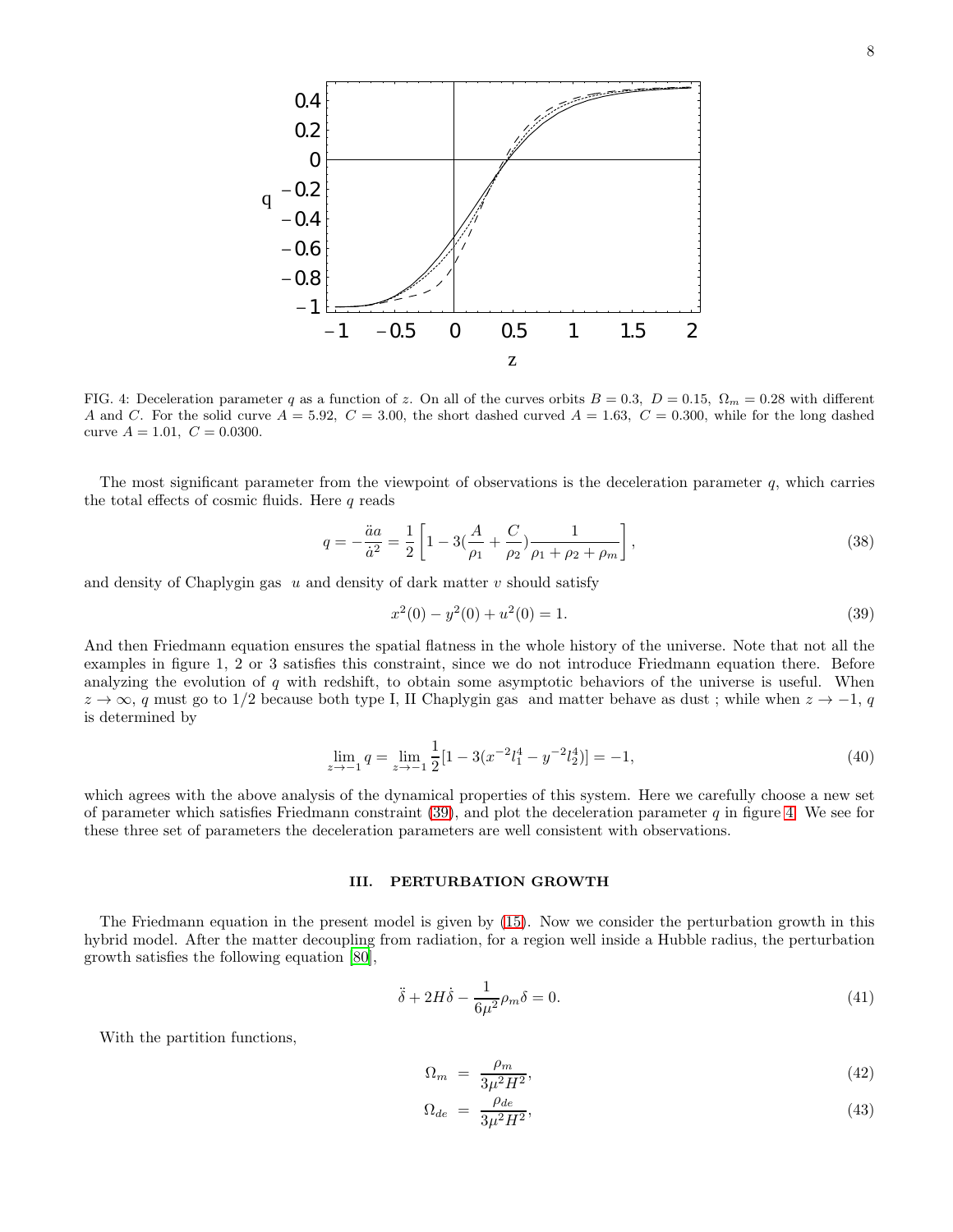q

z

0.4
0.2
0
−0.2
−0.4
−0.6
−0.8
−1

−1 −0.5 0 0.5 1 1.5 2

FIG. 4: Deceleration parameter $q$ as a function of $z$. On all of the curves orbits $B = 0.3,\ D = 0.15,\ \Omega_m = 0.28$ with different $A$ and $C$. For the solid curve $A = 5.92,\ C = 3.00$, the short dashed curved $A = 1.63,\ C = 0.300$, while for the long dashed curve $A = 1.01,\ C = 0.0300$.

The most significant parameter from the viewpoint of observations is the deceleration parameter $q$, which carries the total effects of cosmic fluids. Here $q$ reads

$$q = -\frac{\ddot{a}a}{\dot{a}^2} = \frac{1}{2}\left[1 - 3(\frac{A}{\rho_1} + \frac{C}{\rho_2})\frac{1}{\rho_1 + \rho_2 + \rho_m}\right], \tag{38}$$

and density of Chaplygin gas $u$ and density of dark matter $v$ should satisfy

$$x^2(0) - y^2(0) + u^2(0) = 1. \tag{39}$$

And then Friedmann equation ensures the spatial flatness in the whole history of the universe. Note that not all the examples in figure 1, 2 or 3 satisfies this constraint, since we do not introduce Friedmann equation there. Before analyzing the evolution of $q$ with redshift, to obtain some asymptotic behaviors of the universe is useful. When $z \to \infty$, $q$ must go to $1/2$ because both type I, II Chaplygin gas and matter behave as dust ; while when $z \to -1$, $q$ is determined by

$$\lim_{z \to -1} q = \lim_{z \to -1} \frac{1}{2}[1 - 3(x^{-2}l_1^4 - y^{-2}l_2^4)] = -1, \tag{40}$$

which agrees with the above analysis of the dynamical properties of this system. Here we carefully choose a new set of parameter which satisfies Friedmann constraint (39), and plot the deceleration parameter $q$ in figure 4. We see for these three set of parameters the deceleration parameters are well consistent with observations.

## III. PERTURBATION GROWTH

The Friedmann equation in the present model is given by (15). Now we consider the perturbation growth in this hybrid model. After the matter decoupling from radiation, for a region well inside a Hubble radius, the perturbation growth satisfies the following equation [80],

$$\ddot{\delta} + 2H\dot{\delta} - \frac{1}{6\mu^2}\rho_m \delta = 0. \tag{41}$$

With the partition functions,

$$\Omega_m = \frac{\rho_m}{3\mu^2 H^2}, \tag{42}$$

$$\Omega_{de} = \frac{\rho_{de}}{3\mu^2 H^2}, \tag{43}$$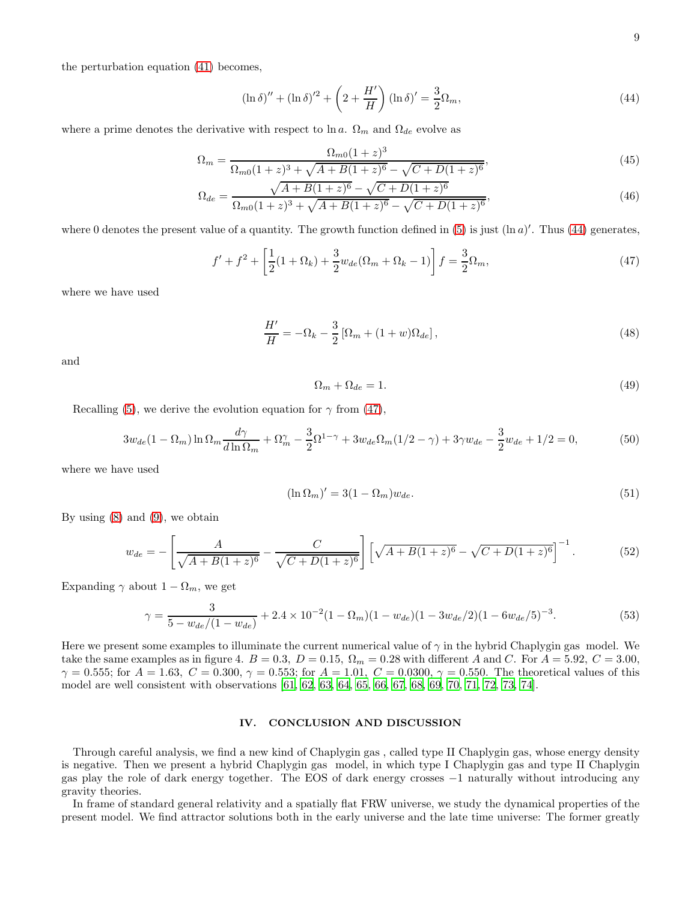the perturbation equation (41) becomes,

$$(\ln \delta)'' + (\ln \delta)'^2 + \left(2 + \frac{H'}{H}\right)(\ln \delta)' = \frac{3}{2}\Omega_m, \tag{44}$$

where a prime denotes the derivative with respect to $\ln a$. $\Omega_m$ and $\Omega_{de}$ evolve as

$$\Omega_m = \frac{\Omega_{m0}(1+z)^3}{\Omega_{m0}(1+z)^3 + \sqrt{A + B(1+z)^6} - \sqrt{C + D(1+z)^6}}, \tag{45}$$

$$\Omega_{de} = \frac{\sqrt{A + B(1+z)^6} - \sqrt{C + D(1+z)^6}}{\Omega_{m0}(1+z)^3 + \sqrt{A + B(1+z)^6} - \sqrt{C + D(1+z)^6}}, \tag{46}$$

where 0 denotes the present value of a quantity. The growth function defined in (5) is just $(\ln a)'$. Thus (44) generates,

$$f' + f^2 + \left[\frac{1}{2}(1 + \Omega_k) + \frac{3}{2}w_{de}(\Omega_m + \Omega_k - 1)\right] f = \frac{3}{2}\Omega_m, \tag{47}$$

where we have used

$$\frac{H'}{H} = -\Omega_k - \frac{3}{2}\left[\Omega_m + (1+w)\Omega_{de}\right], \tag{48}$$

and

$$\Omega_m + \Omega_{de} = 1. \tag{49}$$

Recalling (5), we derive the evolution equation for $\gamma$ from (47),

$$3w_{de}(1-\Omega_m)\ln\Omega_m \frac{d\gamma}{d\ln\Omega_m} + \Omega_m^\gamma - \frac{3}{2}\Omega^{1-\gamma} + 3w_{de}\Omega_m(1/2 - \gamma) + 3\gamma w_{de} - \frac{3}{2}w_{de} + 1/2 = 0, \tag{50}$$

where we have used

$$(\ln \Omega_m)' = 3(1 - \Omega_m)w_{de}. \tag{51}$$

By using (8) and (9), we obtain

$$w_{de} = -\left[\frac{A}{\sqrt{A + B(1+z)^6}} - \frac{C}{\sqrt{C + D(1+z)^6}}\right]\left[\sqrt{A + B(1+z)^6} - \sqrt{C + D(1+z)^6}\right]^{-1}. \tag{52}$$

Expanding $\gamma$ about $1 - \Omega_m$, we get

$$\gamma = \frac{3}{5 - w_{de}/(1 - w_{de})} + 2.4 \times 10^{-2}(1 - \Omega_m)(1 - w_{de})(1 - 3w_{de}/2)(1 - 6w_{de}/5)^{-3}. \tag{53}$$

Here we present some examples to illuminate the current numerical value of $\gamma$ in the hybrid Chaplygin gas model. We take the same examples as in figure 4. $B = 0.3$, $D = 0.15$, $\Omega_m = 0.28$ with different $A$ and $C$. For $A = 5.92$, $C = 3.00$, $\gamma = 0.555$; for $A = 1.63$, $C = 0.300$, $\gamma = 0.553$; for $A = 1.01$, $C = 0.0300$, $\gamma = 0.550$. The theoretical values of this model are well consistent with observations [61, 62, 63, 64, 65, 66, 67, 68, 69, 70, 71, 72, 73, 74].

## IV. CONCLUSION AND DISCUSSION

Through careful analysis, we find a new kind of Chaplygin gas , called type II Chaplygin gas, whose energy density is negative. Then we present a hybrid Chaplygin gas model, in which type I Chaplygin gas and type II Chaplygin gas play the role of dark energy together. The EOS of dark energy crosses $-1$ naturally without introducing any gravity theories.

In frame of standard general relativity and a spatially flat FRW universe, we study the dynamical properties of the present model. We find attractor solutions both in the early universe and the late time universe: The former greatly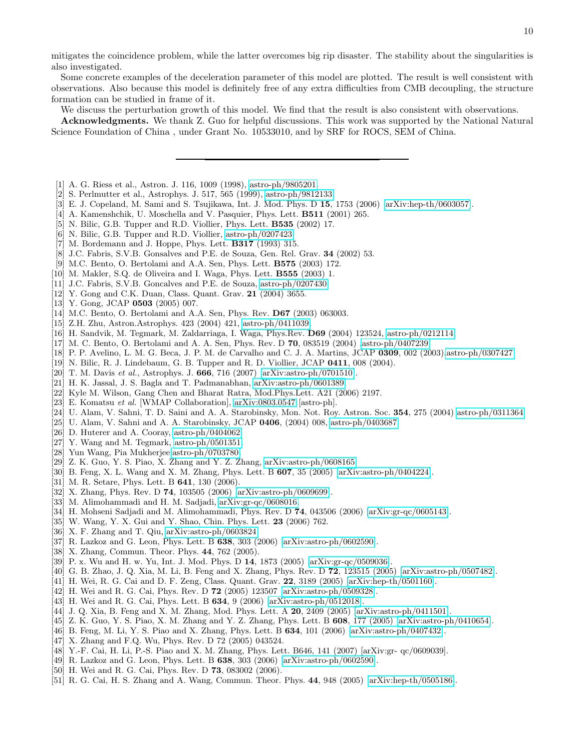mitigates the coincidence problem, while the latter overcomes big rip disaster. The stability about the singularities is also investigated.

Some concrete examples of the deceleration parameter of this model are plotted. The result is well consistent with observations. Also because this model is definitely free of any extra difficulties from CMB decoupling, the structure formation can be studied in frame of it.

We discuss the perturbation growth of this model. We find that the result is also consistent with observations.

**Acknowledgments.** We thank Z. Guo for helpful discussions. This work was supported by the National Natural Science Foundation of China , under Grant No. 10533010, and by SRF for ROCS, SEM of China.

---

[1] A. G. Riess et al., Astron. J. 116, 1009 (1998), astro-ph/9805201.
[2] S. Perlmutter et al., Astrophys. J. 517, 565 (1999), astro-ph/9812133.
[3] E. J. Copeland, M. Sami and S. Tsujikawa, Int. J. Mod. Phys. D **15**, 1753 (2006) [arXiv:hep-th/0603057].
[4] A. Kamenshchik, U. Moschella and V. Pasquier, Phys. Lett. **B511** (2001) 265.
[5] N. Bilic, G.B. Tupper and R.D. Viollier, Phys. Lett. **B535** (2002) 17.
[6] N. Bilic, G.B. Tupper and R.D. Viollier, astro-ph/0207423.
[7] M. Bordemann and J. Hoppe, Phys. Lett. **B317** (1993) 315.
[8] J.C. Fabris, S.V.B. Gonsalves and P.E. de Souza, Gen. Rel. Grav. **34** (2002) 53.
[9] M.C. Bento, O. Bertolami and A.A. Sen, Phys. Lett. **B575** (2003) 172.
[10] M. Makler, S.Q. de Oliveira and I. Waga, Phys. Lett. **B555** (2003) 1.
[11] J.C. Fabris, S.V.B. Goncalves and P.E. de Souza, astro-ph/0207430.
[12] Y. Gong and C.K. Duan, Class. Quant. Grav. **21** (2004) 3655.
[13] Y. Gong, JCAP **0503** (2005) 007.
[14] M.C. Bento, O. Bertolami and A.A. Sen, Phys. Rev. **D67** (2003) 063003.
[15] Z.H. Zhu, Astron.Astrophys. 423 (2004) 421, astro-ph/0411039.
[16] H. Sandvik, M. Tegmark, M. Zaldarriaga, I. Waga, Phys.Rev. **D69** (2004) 123524, astro-ph/0212114.
[17] M. C. Bento, O. Bertolami and A. A. Sen, Phys. Rev. D **70**, 083519 (2004) astro-ph/0407239.
[18] P. P. Avelino, L. M. G. Beca, J. P. M. de Carvalho and C. J. A. Martins, JCAP **0309**, 002 (2003).astro-ph/0307427.
[19] N. Bilic, R. J. Lindebaum, G. B. Tupper and R. D. Viollier, JCAP **0411**, 008 (2004).
[20] T. M. Davis *et al.*, Astrophys. J. **666**, 716 (2007) [arXiv:astro-ph/0701510].
[21] H. K. Jassal, J. S. Bagla and T. Padmanabhan, arXiv:astro-ph/0601389.
[22] Kyle M. Wilson, Gang Chen and Bharat Ratra, Mod.Phys.Lett. A21 (2006) 2197.
[23] E. Komatsu *et al.* [WMAP Collaboration], arXiv:0803.0547 [astro-ph].
[24] U. Alam, V. Sahni, T. D. Saini and A. A. Starobinsky, Mon. Not. Roy. Astron. Soc. **354**, 275 (2004) astro-ph/0311364.
[25] U. Alam, V. Sahni and A. A. Starobinsky, JCAP **0406**, (2004) 008, astro-ph/0403687.
[26] D. Huterer and A. Cooray, astro-ph/0404062.
[27] Y. Wang and M. Tegmark, astro-ph/0501351.
[28] Yun Wang, Pia Mukherjee astro-ph/0703780.
[29] Z. K. Guo, Y. S. Piao, X. Zhang and Y. Z. Zhang, arXiv:astro-ph/0608165.
[30] B. Feng, X. L. Wang and X. M. Zhang, Phys. Lett. B **607**, 35 (2005) [arXiv:astro-ph/0404224].
[31] M. R. Setare, Phys. Lett. B **641**, 130 (2006).
[32] X. Zhang, Phys. Rev. D **74**, 103505 (2006) [arXiv:astro-ph/0609699].
[33] M. Alimohammadi and H. M. Sadjadi, arXiv:gr-qc/0608016.
[34] H. Mohseni Sadjadi and M. Alimohammadi, Phys. Rev. D **74**, 043506 (2006) [arXiv:gr-qc/0605143].
[35] W. Wang, Y. X. Gui and Y. Shao, Chin. Phys. Lett. **23** (2006) 762.
[36] X. F. Zhang and T. Qiu, arXiv:astro-ph/0603824.
[37] R. Lazkoz and G. Leon, Phys. Lett. B **638**, 303 (2006) [arXiv:astro-ph/0602590].
[38] X. Zhang, Commun. Theor. Phys. **44**, 762 (2005).
[39] P. x. Wu and H. w. Yu, Int. J. Mod. Phys. D **14**, 1873 (2005) [arXiv:gr-qc/0509036].
[40] G. B. Zhao, J. Q. Xia, M. Li, B. Feng and X. Zhang, Phys. Rev. D **72**, 123515 (2005) [arXiv:astro-ph/0507482].
[41] H. Wei, R. G. Cai and D. F. Zeng, Class. Quant. Grav. **22**, 3189 (2005) [arXiv:hep-th/0501160].
[42] H. Wei and R. G. Cai, Phys. Rev. D **72** (2005) 123507 [arXiv:astro-ph/0509328].
[43] H. Wei and R. G. Cai, Phys. Lett. B **634**, 9 (2006) [arXiv:astro-ph/0512018].
[44] J. Q. Xia, B. Feng and X. M. Zhang, Mod. Phys. Lett. A **20**, 2409 (2005) [arXiv:astro-ph/0411501].
[45] Z. K. Guo, Y. S. Piao, X. M. Zhang and Y. Z. Zhang, Phys. Lett. B **608**, 177 (2005) [arXiv:astro-ph/0410654].
[46] B. Feng, M. Li, Y. S. Piao and X. Zhang, Phys. Lett. B **634**, 101 (2006) [arXiv:astro-ph/0407432].
[47] X. Zhang and F.Q. Wu, Phys. Rev. D 72 (2005) 043524.
[48] Y.-F. Cai, H. Li, P.-S. Piao and X. M. Zhang, Phys. Lett. B646, 141 (2007) [arXiv:gr- qc/0609039].
[49] R. Lazkoz and G. Leon, Phys. Lett. B **638**, 303 (2006) [arXiv:astro-ph/0602590].
[50] H. Wei and R. G. Cai, Phys. Rev. D **73**, 083002 (2006).
[51] R. G. Cai, H. S. Zhang and A. Wang, Commun. Theor. Phys. **44**, 948 (2005) [arXiv:hep-th/0505186].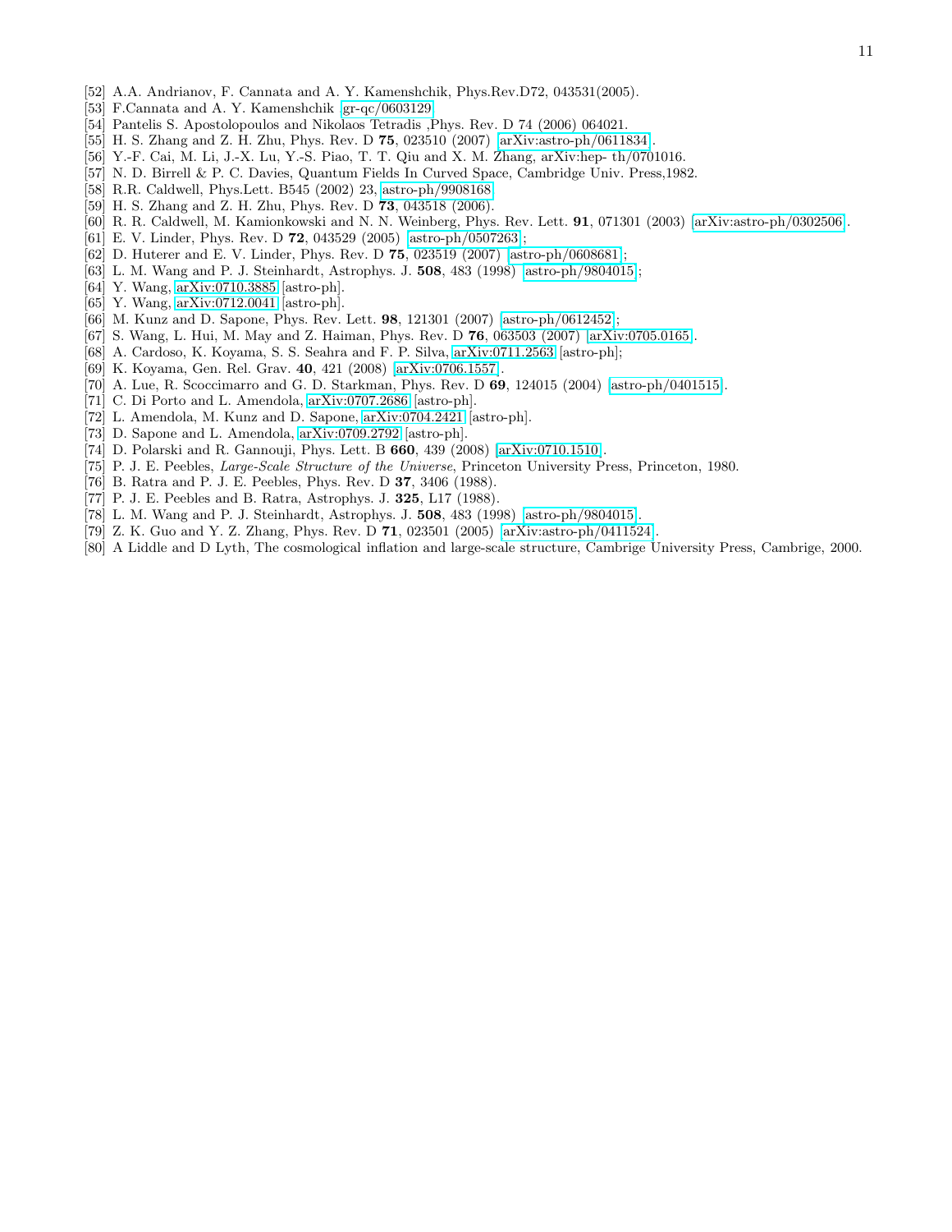[52] A.A. Andrianov, F. Cannata and A. Y. Kamenshchik, Phys.Rev.D72, 043531(2005).
[53] F.Cannata and A. Y. Kamenshchik gr-qc/0603129
[54] Pantelis S. Apostolopoulos and Nikolaos Tetradis ,Phys. Rev. D 74 (2006) 064021.
[55] H. S. Zhang and Z. H. Zhu, Phys. Rev. D **75**, 023510 (2007) arXiv:astro-ph/0611834.
[56] Y.-F. Cai, M. Li, J.-X. Lu, Y.-S. Piao, T. T. Qiu and X. M. Zhang, arXiv:hep- th/0701016.
[57] N. D. Birrell & P. C. Davies, Quantum Fields In Curved Space, Cambridge Univ. Press,1982.
[58] R.R. Caldwell, Phys.Lett. B545 (2002) 23, astro-ph/9908168
[59] H. S. Zhang and Z. H. Zhu, Phys. Rev. D **73**, 043518 (2006).
[60] R. R. Caldwell, M. Kamionkowski and N. N. Weinberg, Phys. Rev. Lett. **91**, 071301 (2003) [arXiv:astro-ph/0302506].
[61] E. V. Linder, Phys. Rev. D **72**, 043529 (2005) [astro-ph/0507263];
[62] D. Huterer and E. V. Linder, Phys. Rev. D **75**, 023519 (2007) [astro-ph/0608681];
[63] L. M. Wang and P. J. Steinhardt, Astrophys. J. **508**, 483 (1998) [astro-ph/9804015];
[64] Y. Wang, arXiv:0710.3885 [astro-ph].
[65] Y. Wang, arXiv:0712.0041 [astro-ph].
[66] M. Kunz and D. Sapone, Phys. Rev. Lett. **98**, 121301 (2007) [astro-ph/0612452];
[67] S. Wang, L. Hui, M. May and Z. Haiman, Phys. Rev. D **76**, 063503 (2007) [arXiv:0705.0165].
[68] A. Cardoso, K. Koyama, S. S. Seahra and F. P. Silva, arXiv:0711.2563 [astro-ph];
[69] K. Koyama, Gen. Rel. Grav. **40**, 421 (2008) [arXiv:0706.1557].
[70] A. Lue, R. Scoccimarro and G. D. Starkman, Phys. Rev. D **69**, 124015 (2004) [astro-ph/0401515].
[71] C. Di Porto and L. Amendola, arXiv:0707.2686 [astro-ph].
[72] L. Amendola, M. Kunz and D. Sapone, arXiv:0704.2421 [astro-ph].
[73] D. Sapone and L. Amendola, arXiv:0709.2792 [astro-ph].
[74] D. Polarski and R. Gannouji, Phys. Lett. B **660**, 439 (2008) [arXiv:0710.1510].
[75] P. J. E. Peebles, *Large-Scale Structure of the Universe*, Princeton University Press, Princeton, 1980.
[76] B. Ratra and P. J. E. Peebles, Phys. Rev. D **37**, 3406 (1988).
[77] P. J. E. Peebles and B. Ratra, Astrophys. J. **325**, L17 (1988).
[78] L. M. Wang and P. J. Steinhardt, Astrophys. J. **508**, 483 (1998) [astro-ph/9804015].
[79] Z. K. Guo and Y. Z. Zhang, Phys. Rev. D **71**, 023501 (2005) [arXiv:astro-ph/0411524].
[80] A Liddle and D Lyth, The cosmological inflation and large-scale structure, Cambrige University Press, Cambrige, 2000.